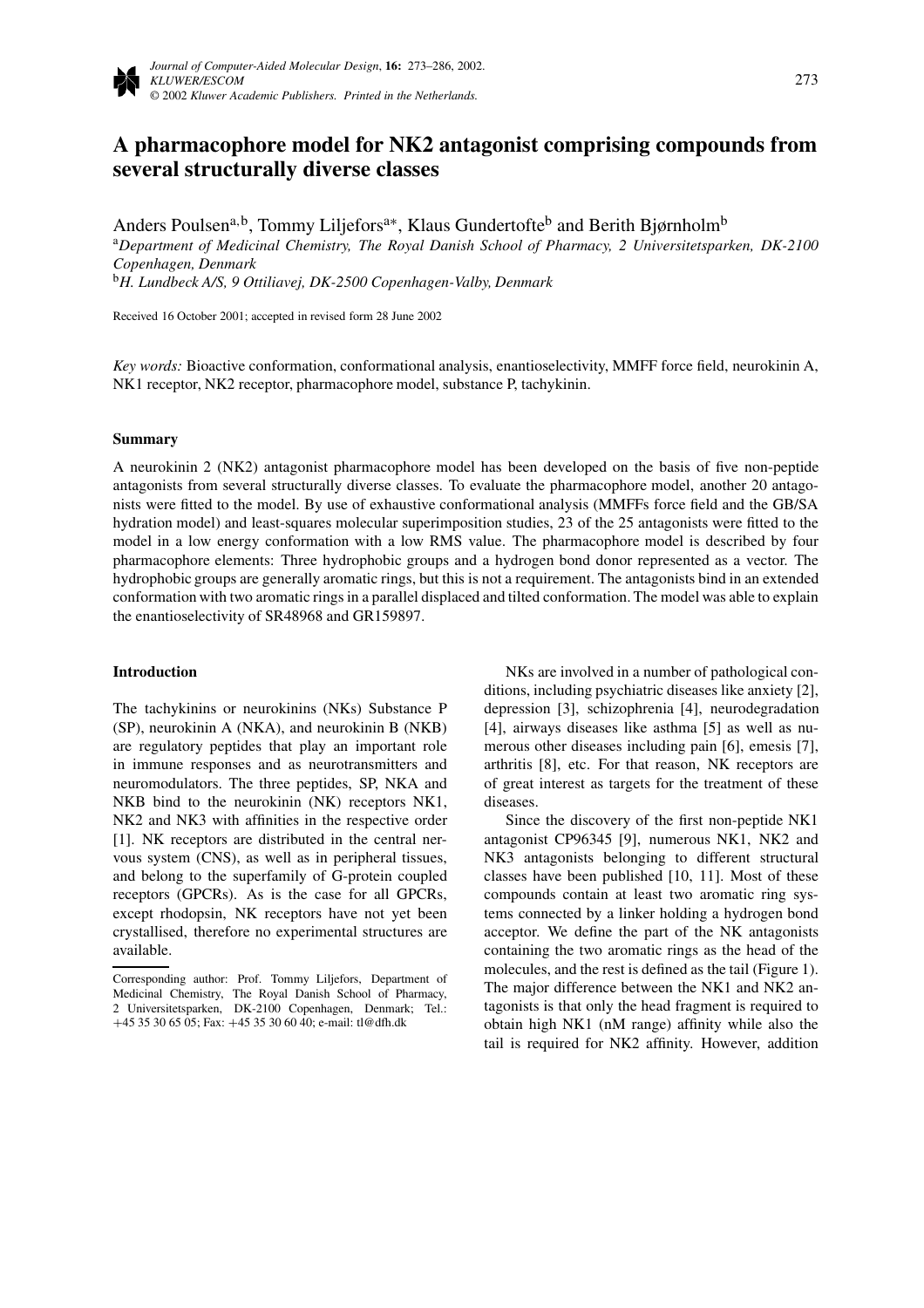# A pharmacophore model for NK2 antagonist comprising compounds from several structurally diverse classes

Anders Poulsen[a,b], Tommy Liljefors[a*], Klaus Gundertofte[b] and Berith Bjørnholm[b]

[a]*Department of Medicinal Chemistry, The Royal Danish School of Pharmacy, 2 Universitetsparken, DK-2100 Copenhagen, Denmark*

[b]*H. Lundbeck A/S, 9 Ottiliavej, DK-2500 Copenhagen-Valby, Denmark*

Received 16 October 2001; accepted in revised form 28 June 2002

*Key words:* Bioactive conformation, conformational analysis, enantioselectivity, MMFF force field, neurokinin A, NK1 receptor, NK2 receptor, pharmacophore model, substance P, tachykinin.

## Summary

A neurokinin 2 (NK2) antagonist pharmacophore model has been developed on the basis of five non-peptide antagonists from several structurally diverse classes. To evaluate the pharmacophore model, another 20 antagonists were fitted to the model. By use of exhaustive conformational analysis (MMFFs force field and the GB/SA hydration model) and least-squares molecular superimposition studies, 23 of the 25 antagonists were fitted to the model in a low energy conformation with a low RMS value. The pharmacophore model is described by four pharmacophore elements: Three hydrophobic groups and a hydrogen bond donor represented as a vector. The hydrophobic groups are generally aromatic rings, but this is not a requirement. The antagonists bind in an extended conformation with two aromatic rings in a parallel displaced and tilted conformation. The model was able to explain the enantioselectivity of SR48968 and GR159897.

## Introduction

The tachykinins or neurokinins (NKs) Substance P (SP), neurokinin A (NKA), and neurokinin B (NKB) are regulatory peptides that play an important role in immune responses and as neurotransmitters and neuromodulators. The three peptides, SP, NKA and NKB bind to the neurokinin (NK) receptors NK1, NK2 and NK3 with affinities in the respective order [1]. NK receptors are distributed in the central nervous system (CNS), as well as in peripheral tissues, and belong to the superfamily of G-protein coupled receptors (GPCRs). As is the case for all GPCRs, except rhodopsin, NK receptors have not yet been crystallised, therefore no experimental structures are available.

NKs are involved in a number of pathological conditions, including psychiatric diseases like anxiety [2], depression [3], schizophrenia [4], neurodegradation [4], airways diseases like asthma [5] as well as numerous other diseases including pain [6], emesis [7], arthritis [8], etc. For that reason, NK receptors are of great interest as targets for the treatment of these diseases.

Since the discovery of the first non-peptide NK1 antagonist CP96345 [9], numerous NK1, NK2 and NK3 antagonists belonging to different structural classes have been published [10, 11]. Most of these compounds contain at least two aromatic ring systems connected by a linker holding a hydrogen bond acceptor. We define the part of the NK antagonists containing the two aromatic rings as the head of the molecules, and the rest is defined as the tail (Figure 1). The major difference between the NK1 and NK2 antagonists is that only the head fragment is required to obtain high NK1 (nM range) affinity while also the tail is required for NK2 affinity. However, addition

Corresponding author: Prof. Tommy Liljefors, Department of Medicinal Chemistry, The Royal Danish School of Pharmacy, 2 Universitetsparken, DK-2100 Copenhagen, Denmark; Tel.: +45 35 30 65 05; Fax: +45 35 30 60 40; e-mail: tl@dfh.dk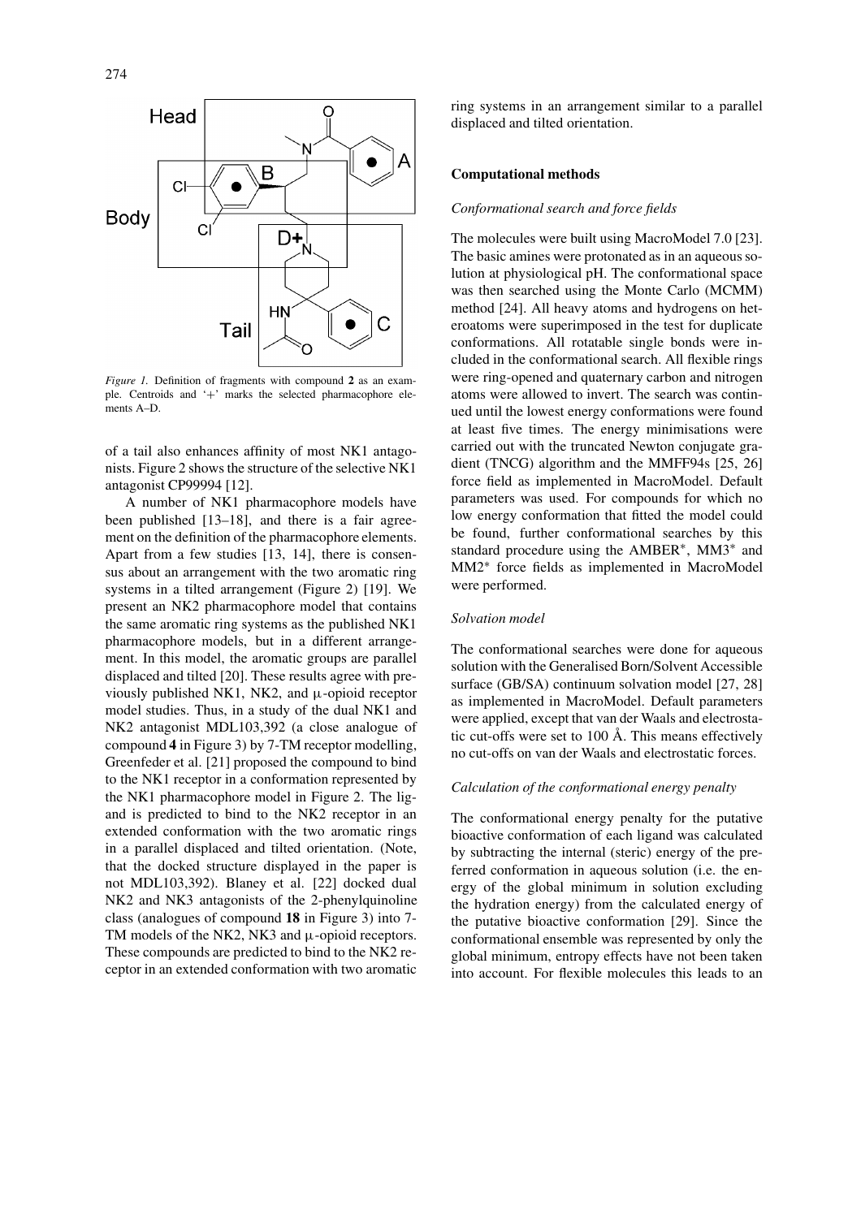*Figure 1.* Definition of fragments with compound **2** as an example. Centroids and '+' marks the selected pharmacophore elements A–D.

of a tail also enhances affinity of most NK1 antagonists. Figure 2 shows the structure of the selective NK1 antagonist CP99994 [12].

A number of NK1 pharmacophore models have been published [13–18], and there is a fair agreement on the definition of the pharmacophore elements. Apart from a few studies [13, 14], there is consensus about an arrangement with the two aromatic ring systems in a tilted arrangement (Figure 2) [19]. We present an NK2 pharmacophore model that contains the same aromatic ring systems as the published NK1 pharmacophore models, but in a different arrangement. In this model, the aromatic groups are parallel displaced and tilted [20]. These results agree with previously published NK1, NK2, and μ-opioid receptor model studies. Thus, in a study of the dual NK1 and NK2 antagonist MDL103,392 (a close analogue of compound **4** in Figure 3) by 7-TM receptor modelling, Greenfeder et al. [21] proposed the compound to bind to the NK1 receptor in a conformation represented by the NK1 pharmacophore model in Figure 2. The ligand is predicted to bind to the NK2 receptor in an extended conformation with the two aromatic rings in a parallel displaced and tilted orientation. (Note, that the docked structure displayed in the paper is not MDL103,392). Blaney et al. [22] docked dual NK2 and NK3 antagonists of the 2-phenylquinoline class (analogues of compound **18** in Figure 3) into 7-TM models of the NK2, NK3 and μ-opioid receptors. These compounds are predicted to bind to the NK2 receptor in an extended conformation with two aromatic ring systems in an arrangement similar to a parallel displaced and tilted orientation.

## Computational methods

### *Conformational search and force fields*

The molecules were built using MacroModel 7.0 [23]. The basic amines were protonated as in an aqueous solution at physiological pH. The conformational space was then searched using the Monte Carlo (MCMM) method [24]. All heavy atoms and hydrogens on heteroatoms were superimposed in the test for duplicate conformations. All rotatable single bonds were included in the conformational search. All flexible rings were ring-opened and quaternary carbon and nitrogen atoms were allowed to invert. The search was continued until the lowest energy conformations were found at least five times. The energy minimisations were carried out with the truncated Newton conjugate gradient (TNCG) algorithm and the MMFF94s [25, 26] force field as implemented in MacroModel. Default parameters was used. For compounds for which no low energy conformation that fitted the model could be found, further conformational searches by this standard procedure using the AMBER*, MM3* and MM2* force fields as implemented in MacroModel were performed.

### *Solvation model*

The conformational searches were done for aqueous solution with the Generalised Born/Solvent Accessible surface (GB/SA) continuum solvation model [27, 28] as implemented in MacroModel. Default parameters were applied, except that van der Waals and electrostatic cut-offs were set to 100 Å. This means effectively no cut-offs on van der Waals and electrostatic forces.

### *Calculation of the conformational energy penalty*

The conformational energy penalty for the putative bioactive conformation of each ligand was calculated by subtracting the internal (steric) energy of the preferred conformation in aqueous solution (i.e. the energy of the global minimum in solution excluding the hydration energy) from the calculated energy of the putative bioactive conformation [29]. Since the conformational ensemble was represented by only the global minimum, entropy effects have not been taken into account. For flexible molecules this leads to an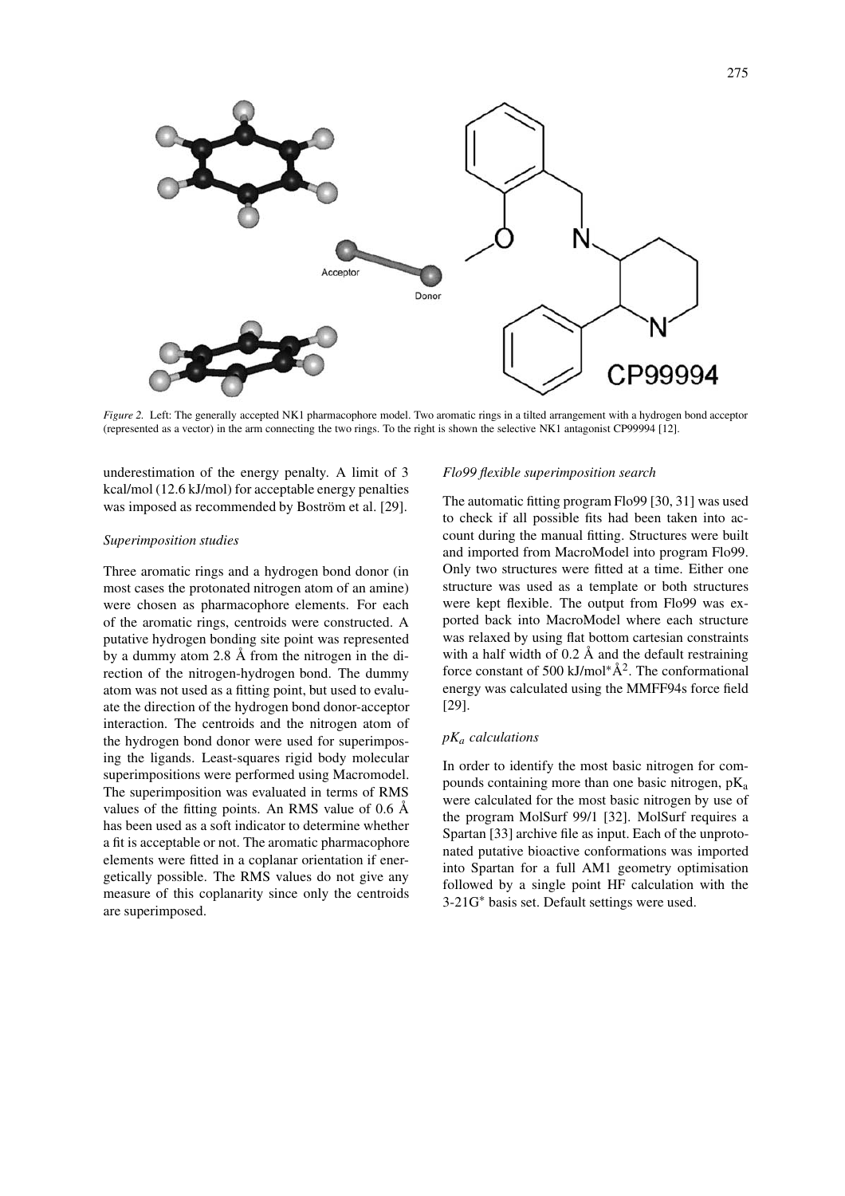*Figure 2.* Left: The generally accepted NK1 pharmacophore model. Two aromatic rings in a tilted arrangement with a hydrogen bond acceptor (represented as a vector) in the arm connecting the two rings. To the right is shown the selective NK1 antagonist CP99994 [12].

underestimation of the energy penalty. A limit of 3 kcal/mol (12.6 kJ/mol) for acceptable energy penalties was imposed as recommended by Boström et al. [29].

*Superimposition studies*

Three aromatic rings and a hydrogen bond donor (in most cases the protonated nitrogen atom of an amine) were chosen as pharmacophore elements. For each of the aromatic rings, centroids were constructed. A putative hydrogen bonding site point was represented by a dummy atom 2.8 Å from the nitrogen in the direction of the nitrogen-hydrogen bond. The dummy atom was not used as a fitting point, but used to evaluate the direction of the hydrogen bond donor-acceptor interaction. The centroids and the nitrogen atom of the hydrogen bond donor were used for superimposing the ligands. Least-squares rigid body molecular superimpositions were performed using Macromodel. The superimposition was evaluated in terms of RMS values of the fitting points. An RMS value of 0.6 Å has been used as a soft indicator to determine whether a fit is acceptable or not. The aromatic pharmacophore elements were fitted in a coplanar orientation if energetically possible. The RMS values do not give any measure of this coplanarity since only the centroids are superimposed.

*Flo99 flexible superimposition search*

The automatic fitting program Flo99 [30, 31] was used to check if all possible fits had been taken into account during the manual fitting. Structures were built and imported from MacroModel into program Flo99. Only two structures were fitted at a time. Either one structure was used as a template or both structures were kept flexible. The output from Flo99 was exported back into MacroModel where each structure was relaxed by using flat bottom cartesian constraints with a half width of 0.2 Å and the default restraining force constant of 500 kJ/mol*Å$^2$. The conformational energy was calculated using the MMFF94s force field [29].

*pK$_a$ calculations*

In order to identify the most basic nitrogen for compounds containing more than one basic nitrogen, pK$_a$ were calculated for the most basic nitrogen by use of the program MolSurf 99/1 [32]. MolSurf requires a Spartan [33] archive file as input. Each of the unprotonated putative bioactive conformations was imported into Spartan for a full AM1 geometry optimisation followed by a single point HF calculation with the 3-21G* basis set. Default settings were used.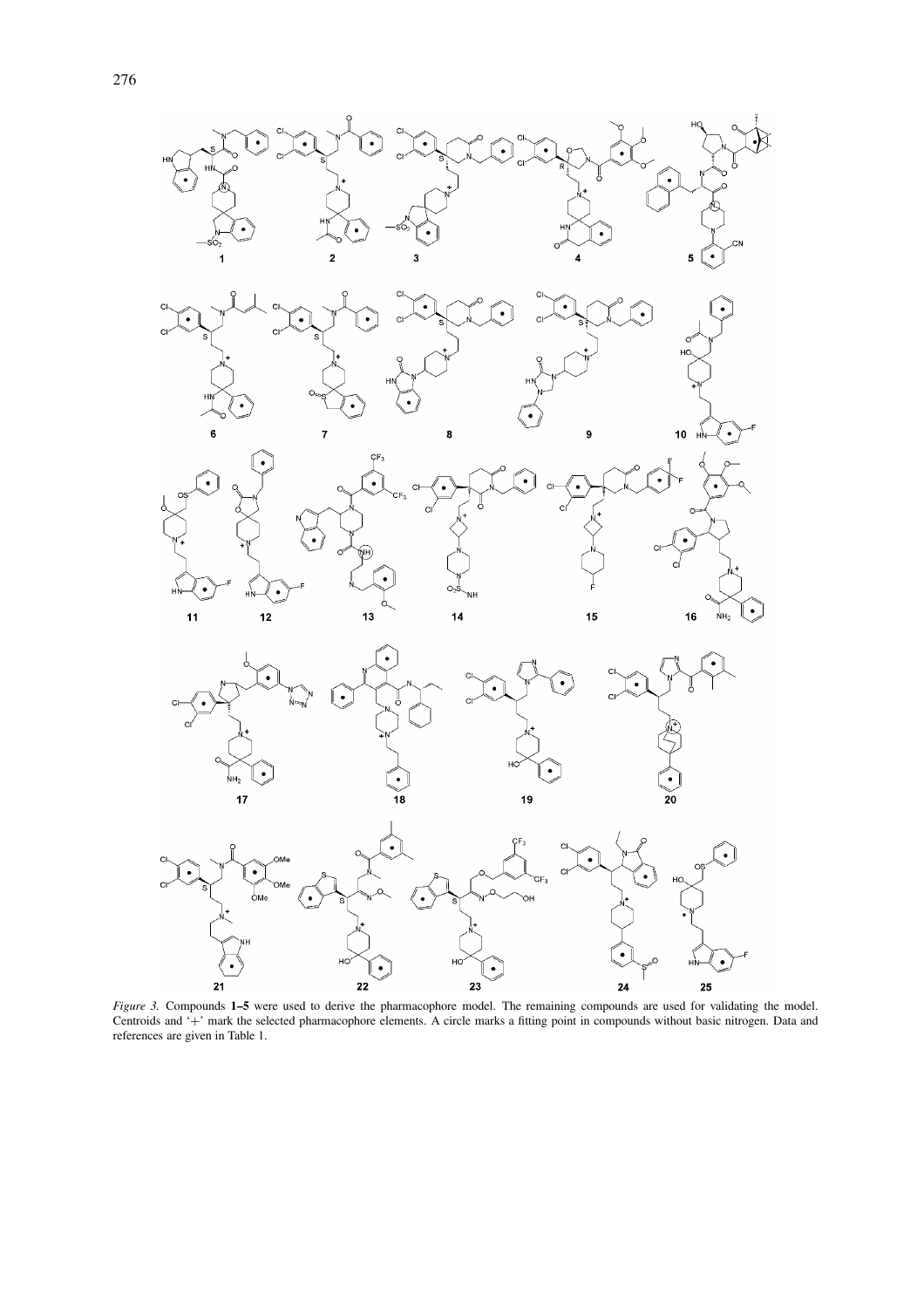*Figure 3.* Compounds **1–5** were used to derive the pharmacophore model. The remaining compounds are used for validating the model. Centroids and '+' mark the selected pharmacophore elements. A circle marks a fitting point in compounds without basic nitrogen. Data and references are given in Table 1.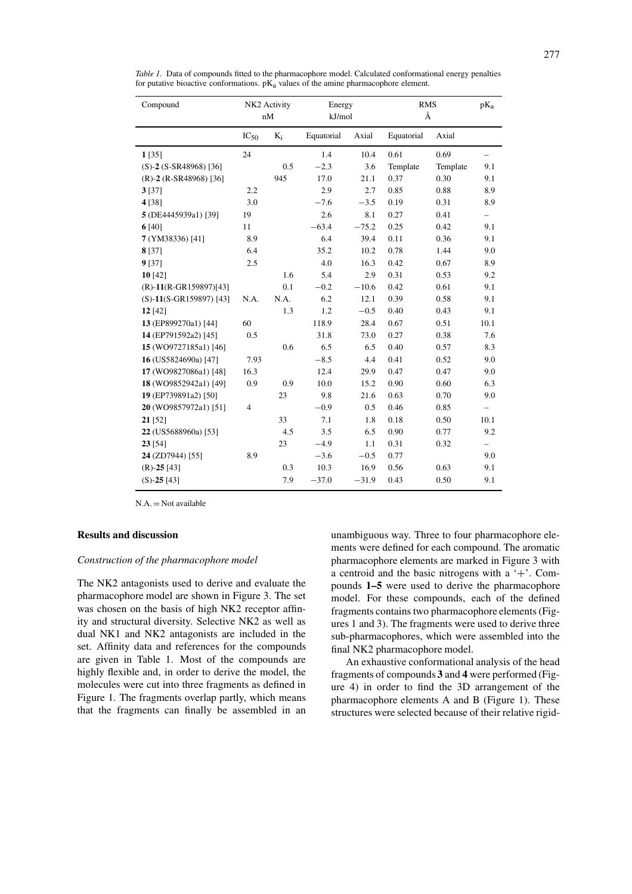*Table 1.* Data of compounds fitted to the pharmacophore model. Calculated conformational energy penalties for putative bioactive conformations. $pK_a$ values of the amine pharmacophore element.

| Compound | NK2 Activity nM | | Energy kJ/mol | | RMS Å | | $pK_a$ |
|---|---|---|---|---|---|---|---|
| | $IC_{50}$ | $K_i$ | Equatorial | Axial | Equatorial | Axial | |
| **1** [35] | 24 | | 1.4 | 10.4 | 0.61 | 0.69 | – |
| (S)-**2** (S-SR48968) [36] | | 0.5 | −2.3 | 3.6 | Template | Template | 9.1 |
| (R)-**2** (R-SR48968) [36] | | 945 | 17.0 | 21.1 | 0.37 | 0.30 | 9.1 |
| **3** [37] | 2.2 | | 2.9 | 2.7 | 0.85 | 0.88 | 8.9 |
| **4** [38] | 3.0 | | −7.6 | −3.5 | 0.19 | 0.31 | 8.9 |
| **5** (DE4445939a1) [39] | 19 | | 2.6 | 8.1 | 0.27 | 0.41 | – |
| **6** [40] | 11 | | −63.4 | −75.2 | 0.25 | 0.42 | 9.1 |
| **7** (YM38336) [41] | 8.9 | | 6.4 | 39.4 | 0.11 | 0.36 | 9.1 |
| **8** [37] | 6.4 | | 35.2 | 10.2 | 0.78 | 1.44 | 9.0 |
| **9** [37] | 2.5 | | 4.0 | 16.3 | 0.42 | 0.67 | 8.9 |
| **10** [42] | | 1.6 | 5.4 | 2.9 | 0.31 | 0.53 | 9.2 |
| (R)-**11**(R-GR159897)[43] | | 0.1 | −0.2 | −10.6 | 0.42 | 0.61 | 9.1 |
| (S)-**11**(S-GR159897) [43] | N.A. | N.A. | 6.2 | 12.1 | 0.39 | 0.58 | 9.1 |
| **12** [42] | | 1.3 | 1.2 | −0.5 | 0.40 | 0.43 | 9.1 |
| **13** (EP899270a1) [44] | 60 | | 118.9 | 28.4 | 0.67 | 0.51 | 10.1 |
| **14** (EP791592a2) [45] | 0.5 | | 31.8 | 73.0 | 0.27 | 0.38 | 7.6 |
| **15** (WO9727185a1) [46] | | 0.6 | 6.5 | 6.5 | 0.40 | 0.57 | 8.3 |
| **16** (US5824690a) [47] | 7.93 | | −8.5 | 4.4 | 0.41 | 0.52 | 9.0 |
| **17** (WO9827086a1) [48] | 16.3 | | 12.4 | 29.9 | 0.47 | 0.47 | 9.0 |
| **18** (WO9852942a1) [49] | 0.9 | 0.9 | 10.0 | 15.2 | 0.90 | 0.60 | 6.3 |
| **19** (EP739891a2) [50] | | 23 | 9.8 | 21.6 | 0.63 | 0.70 | 9.0 |
| **20** (WO9857972a1) [51] | 4 | | −0.9 | 0.5 | 0.46 | 0.85 | – |
| **21** [52] | | 33 | 7.1 | 1.8 | 0.18 | 0.50 | 10.1 |
| **22** (US5688960a) [53] | | 4.5 | 3.5 | 6.5 | 0.90 | 0.77 | 9.2 |
| **23** [54] | | 23 | −4.9 | 1.1 | 0.31 | 0.32 | – |
| **24** (ZD7944) [55] | 8.9 | | −3.6 | −0.5 | 0.77 | | 9.0 |
| (R)-**25** [43] | | 0.3 | 10.3 | 16.9 | 0.56 | 0.63 | 9.1 |
| (S)-**25** [43] | | 7.9 | −37.0 | −31.9 | 0.43 | 0.50 | 9.1 |

N.A. = Not available

## Results and discussion

### *Construction of the pharmacophore model*

The NK2 antagonists used to derive and evaluate the pharmacophore model are shown in Figure 3. The set was chosen on the basis of high NK2 receptor affinity and structural diversity. Selective NK2 as well as dual NK1 and NK2 antagonists are included in the set. Affinity data and references for the compounds are given in Table 1. Most of the compounds are highly flexible and, in order to derive the model, the molecules were cut into three fragments as defined in Figure 1. The fragments overlap partly, which means that the fragments can finally be assembled in an unambiguous way. Three to four pharmacophore elements were defined for each compound. The aromatic pharmacophore elements are marked in Figure 3 with a centroid and the basic nitrogens with a '+'. Compounds **1–5** were used to derive the pharmacophore model. For these compounds, each of the defined fragments contains two pharmacophore elements (Figures 1 and 3). The fragments were used to derive three sub-pharmacophores, which were assembled into the final NK2 pharmacophore model.

An exhaustive conformational analysis of the head fragments of compounds **3** and **4** were performed (Figure 4) in order to find the 3D arrangement of the pharmacophore elements A and B (Figure 1). These structures were selected because of their relative rigid-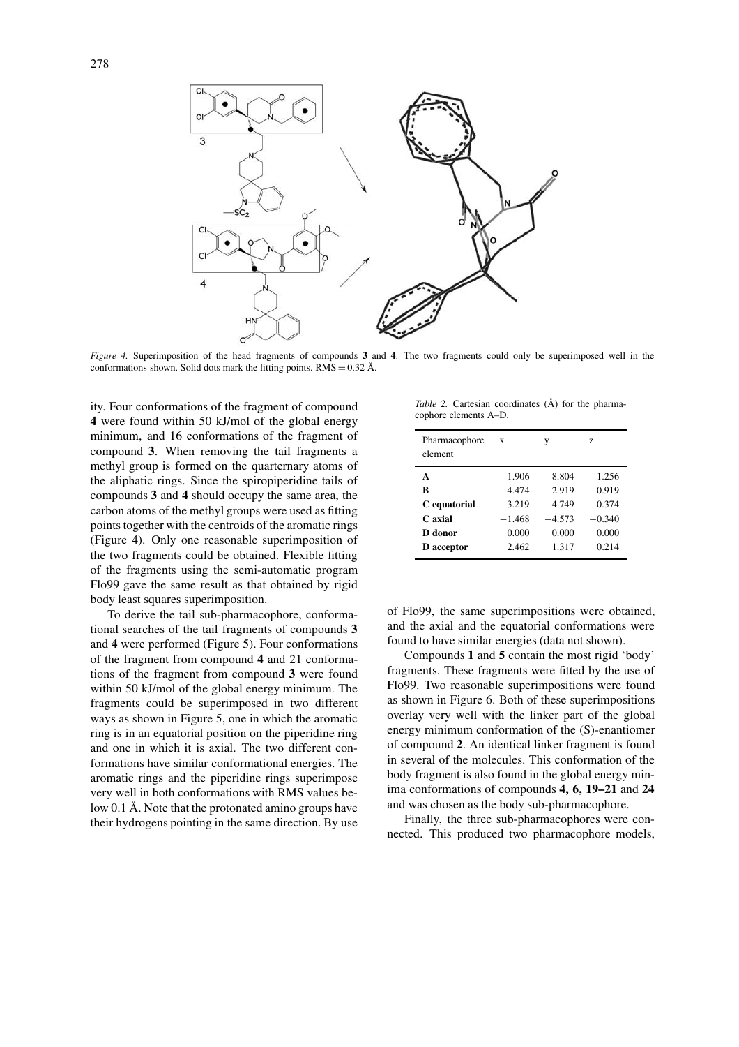*Figure 4.* Superimposition of the head fragments of compounds **3** and **4**. The two fragments could only be superimposed well in the conformations shown. Solid dots mark the fitting points. RMS = 0.32 Å.

ity. Four conformations of the fragment of compound **4** were found within 50 kJ/mol of the global energy minimum, and 16 conformations of the fragment of compound **3**. When removing the tail fragments a methyl group is formed on the quarternary atoms of the aliphatic rings. Since the spiropiperidine tails of compounds **3** and **4** should occupy the same area, the carbon atoms of the methyl groups were used as fitting points together with the centroids of the aromatic rings (Figure 4). Only one reasonable superimposition of the two fragments could be obtained. Flexible fitting of the fragments using the semi-automatic program Flo99 gave the same result as that obtained by rigid body least squares superimposition.

To derive the tail sub-pharmacophore, conformational searches of the tail fragments of compounds **3** and **4** were performed (Figure 5). Four conformations of the fragment from compound **4** and 21 conformations of the fragment from compound **3** were found within 50 kJ/mol of the global energy minimum. The fragments could be superimposed in two different ways as shown in Figure 5, one in which the aromatic ring is in an equatorial position on the piperidine ring and one in which it is axial. The two different conformations have similar conformational energies. The aromatic rings and the piperidine rings superimpose very well in both conformations with RMS values below 0.1 Å. Note that the protonated amino groups have their hydrogens pointing in the same direction. By use of Flo99, the same superimpositions were obtained, and the axial and the equatorial conformations were found to have similar energies (data not shown).

*Table 2.* Cartesian coordinates (Å) for the pharmacophore elements A–D.

| Pharmacophore element | x | y | z |
|---|---|---|---|
| **A** | −1.906 | 8.804 | −1.256 |
| **B** | −4.474 | 2.919 | 0.919 |
| **C equatorial** | 3.219 | −4.749 | 0.374 |
| **C axial** | −1.468 | −4.573 | −0.340 |
| **D donor** | 0.000 | 0.000 | 0.000 |
| **D acceptor** | 2.462 | 1.317 | 0.214 |

Compounds **1** and **5** contain the most rigid 'body' fragments. These fragments were fitted by the use of Flo99. Two reasonable superimpositions were found as shown in Figure 6. Both of these superimpositions overlay very well with the linker part of the global energy minimum conformation of the (S)-enantiomer of compound **2**. An identical linker fragment is found in several of the molecules. This conformation of the body fragment is also found in the global energy minima conformations of compounds **4, 6, 19–21** and **24** and was chosen as the body sub-pharmacophore.

Finally, the three sub-pharmacophores were connected. This produced two pharmacophore models,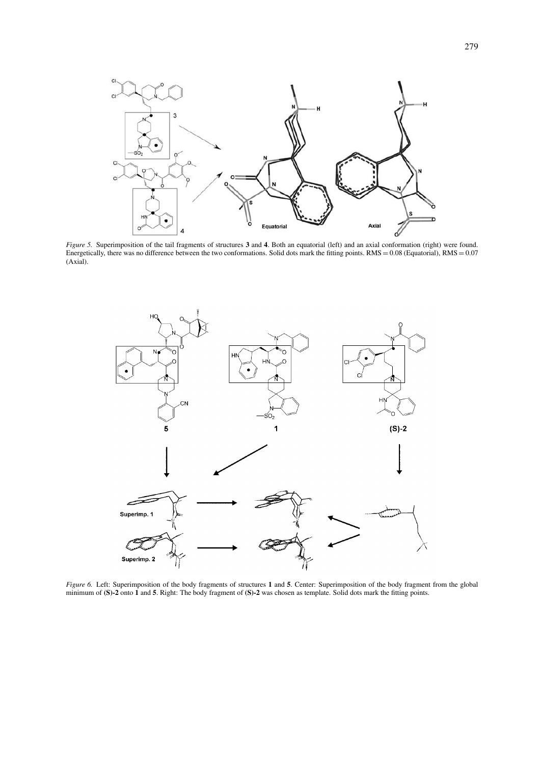*Figure 5.* Superimposition of the tail fragments of structures **3** and **4**. Both an equatorial (left) and an axial conformation (right) were found. Energetically, there was no difference between the two conformations. Solid dots mark the fitting points. RMS = 0.08 (Equatorial), RMS = 0.07 (Axial).

*Figure 6.* Left: Superimposition of the body fragments of structures **1** and **5**. Center: Superimposition of the body fragment from the global minimum of **(S)-2** onto **1** and **5**. Right: The body fragment of **(S)-2** was chosen as template. Solid dots mark the fitting points.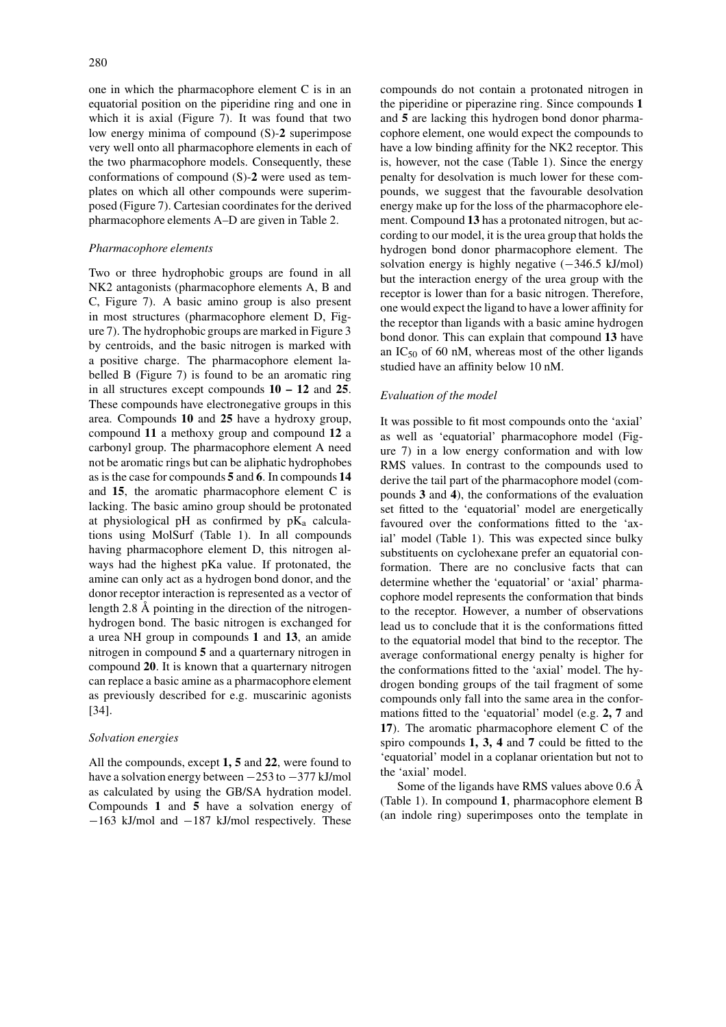one in which the pharmacophore element C is in an equatorial position on the piperidine ring and one in which it is axial (Figure 7). It was found that two low energy minima of compound (S)-**2** superimpose very well onto all pharmacophore elements in each of the two pharmacophore models. Consequently, these conformations of compound (S)-**2** were used as templates on which all other compounds were superimposed (Figure 7). Cartesian coordinates for the derived pharmacophore elements A–D are given in Table 2.

### *Pharmacophore elements*

Two or three hydrophobic groups are found in all NK2 antagonists (pharmacophore elements A, B and C, Figure 7). A basic amino group is also present in most structures (pharmacophore element D, Figure 7). The hydrophobic groups are marked in Figure 3 by centroids, and the basic nitrogen is marked with a positive charge. The pharmacophore element labelled B (Figure 7) is found to be an aromatic ring in all structures except compounds **10 – 12** and **25**. These compounds have electronegative groups in this area. Compounds **10** and **25** have a hydroxy group, compound **11** a methoxy group and compound **12** a carbonyl group. The pharmacophore element A need not be aromatic rings but can be aliphatic hydrophobes as is the case for compounds **5** and **6**. In compounds **14** and **15**, the aromatic pharmacophore element C is lacking. The basic amino group should be protonated at physiological pH as confirmed by $pK_a$ calculations using MolSurf (Table 1). In all compounds having pharmacophore element D, this nitrogen always had the highest pKa value. If protonated, the amine can only act as a hydrogen bond donor, and the donor receptor interaction is represented as a vector of length 2.8 Å pointing in the direction of the nitrogen-hydrogen bond. The basic nitrogen is exchanged for a urea NH group in compounds **1** and **13**, an amide nitrogen in compound **5** and a quarternary nitrogen in compound **20**. It is known that a quarternary nitrogen can replace a basic amine as a pharmacophore element as previously described for e.g. muscarinic agonists [34].

### *Solvation energies*

All the compounds, except **1, 5** and **22**, were found to have a solvation energy between −253 to −377 kJ/mol as calculated by using the GB/SA hydration model. Compounds **1** and **5** have a solvation energy of −163 kJ/mol and −187 kJ/mol respectively. These compounds do not contain a protonated nitrogen in the piperidine or piperazine ring. Since compounds **1** and **5** are lacking this hydrogen bond donor pharmacophore element, one would expect the compounds to have a low binding affinity for the NK2 receptor. This is, however, not the case (Table 1). Since the energy penalty for desolvation is much lower for these compounds, we suggest that the favourable desolvation energy make up for the loss of the pharmacophore element. Compound **13** has a protonated nitrogen, but according to our model, it is the urea group that holds the hydrogen bond donor pharmacophore element. The solvation energy is highly negative (−346.5 kJ/mol) but the interaction energy of the urea group with the receptor is lower than for a basic nitrogen. Therefore, one would expect the ligand to have a lower affinity for the receptor than ligands with a basic amine hydrogen bond donor. This can explain that compound **13** have an $IC_{50}$ of 60 nM, whereas most of the other ligands studied have an affinity below 10 nM.

### *Evaluation of the model*

It was possible to fit most compounds onto the 'axial' as well as 'equatorial' pharmacophore model (Figure 7) in a low energy conformation and with low RMS values. In contrast to the compounds used to derive the tail part of the pharmacophore model (compounds **3** and **4**), the conformations of the evaluation set fitted to the 'equatorial' model are energetically favoured over the conformations fitted to the 'axial' model (Table 1). This was expected since bulky substituents on cyclohexane prefer an equatorial conformation. There are no conclusive facts that can determine whether the 'equatorial' or 'axial' pharmacophore model represents the conformation that binds to the receptor. However, a number of observations lead us to conclude that it is the conformations fitted to the equatorial model that bind to the receptor. The average conformational energy penalty is higher for the conformations fitted to the 'axial' model. The hydrogen bonding groups of the tail fragment of some compounds only fall into the same area in the conformations fitted to the 'equatorial' model (e.g. **2, 7** and **17**). The aromatic pharmacophore element C of the spiro compounds **1, 3, 4** and **7** could be fitted to the 'equatorial' model in a coplanar orientation but not to the 'axial' model.

Some of the ligands have RMS values above 0.6 Å (Table 1). In compound **1**, pharmacophore element B (an indole ring) superimposes onto the template in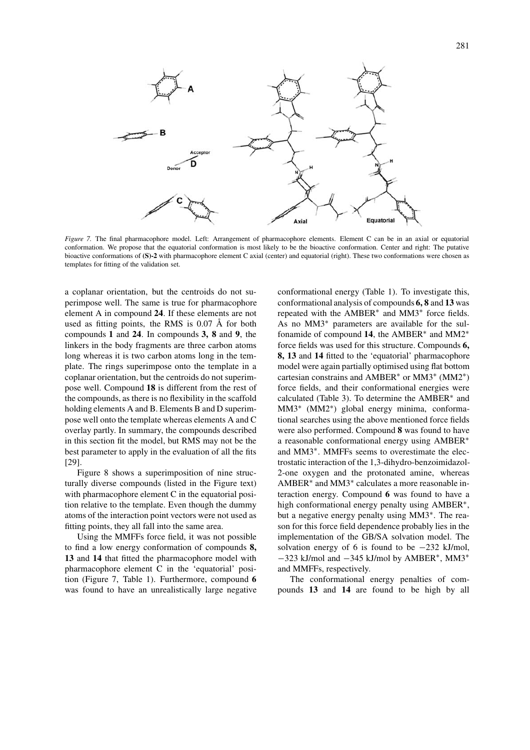*Figure 7.* The final pharmacophore model. Left: Arrangement of pharmacophore elements. Element C can be in an axial or equatorial conformation. We propose that the equatorial conformation is most likely to be the bioactive conformation. Center and right: The putative bioactive conformations of **(S)-2** with pharmacophore element C axial (center) and equatorial (right). These two conformations were chosen as templates for fitting of the validation set.

a coplanar orientation, but the centroids do not superimpose well. The same is true for pharmacophore element A in compound **24**. If these elements are not used as fitting points, the RMS is 0.07 Å for both compounds **1** and **24**. In compounds **3, 8** and **9**, the linkers in the body fragments are three carbon atoms long whereas it is two carbon atoms long in the template. The rings superimpose onto the template in a coplanar orientation, but the centroids do not superimpose well. Compound **18** is different from the rest of the compounds, as there is no flexibility in the scaffold holding elements A and B. Elements B and D superimpose well onto the template whereas elements A and C overlay partly. In summary, the compounds described in this section fit the model, but RMS may not be the best parameter to apply in the evaluation of all the fits [29].

Figure 8 shows a superimposition of nine structurally diverse compounds (listed in the Figure text) with pharmacophore element C in the equatorial position relative to the template. Even though the dummy atoms of the interaction point vectors were not used as fitting points, they all fall into the same area.

Using the MMFFs force field, it was not possible to find a low energy conformation of compounds **8, 13** and **14** that fitted the pharmacophore model with pharmacophore element C in the 'equatorial' position (Figure 7, Table 1). Furthermore, compound **6** was found to have an unrealistically large negative conformational energy (Table 1). To investigate this, conformational analysis of compounds **6, 8** and **13** was repeated with the AMBER* and MM3* force fields. As no MM3* parameters are available for the sulfonamide of compound **14**, the AMBER* and MM2* force fields was used for this structure. Compounds **6, 8, 13** and **14** fitted to the 'equatorial' pharmacophore model were again partially optimised using flat bottom cartesian constrains and AMBER* or MM3* (MM2*) force fields, and their conformational energies were calculated (Table 3). To determine the AMBER* and MM3* (MM2*) global energy minima, conformational searches using the above mentioned force fields were also performed. Compound **8** was found to have a reasonable conformational energy using AMBER* and MM3*. MMFFs seems to overestimate the electrostatic interaction of the 1,3-dihydro-benzoimidazol-2-one oxygen and the protonated amine, whereas AMBER* and MM3* calculates a more reasonable interaction energy. Compound **6** was found to have a high conformational energy penalty using AMBER*, but a negative energy penalty using MM3*. The reason for this force field dependence probably lies in the implementation of the GB/SA solvation model. The solvation energy of 6 is found to be −232 kJ/mol, −323 kJ/mol and −345 kJ/mol by AMBER*, MM3* and MMFFs, respectively.

The conformational energy penalties of compounds **13** and **14** are found to be high by all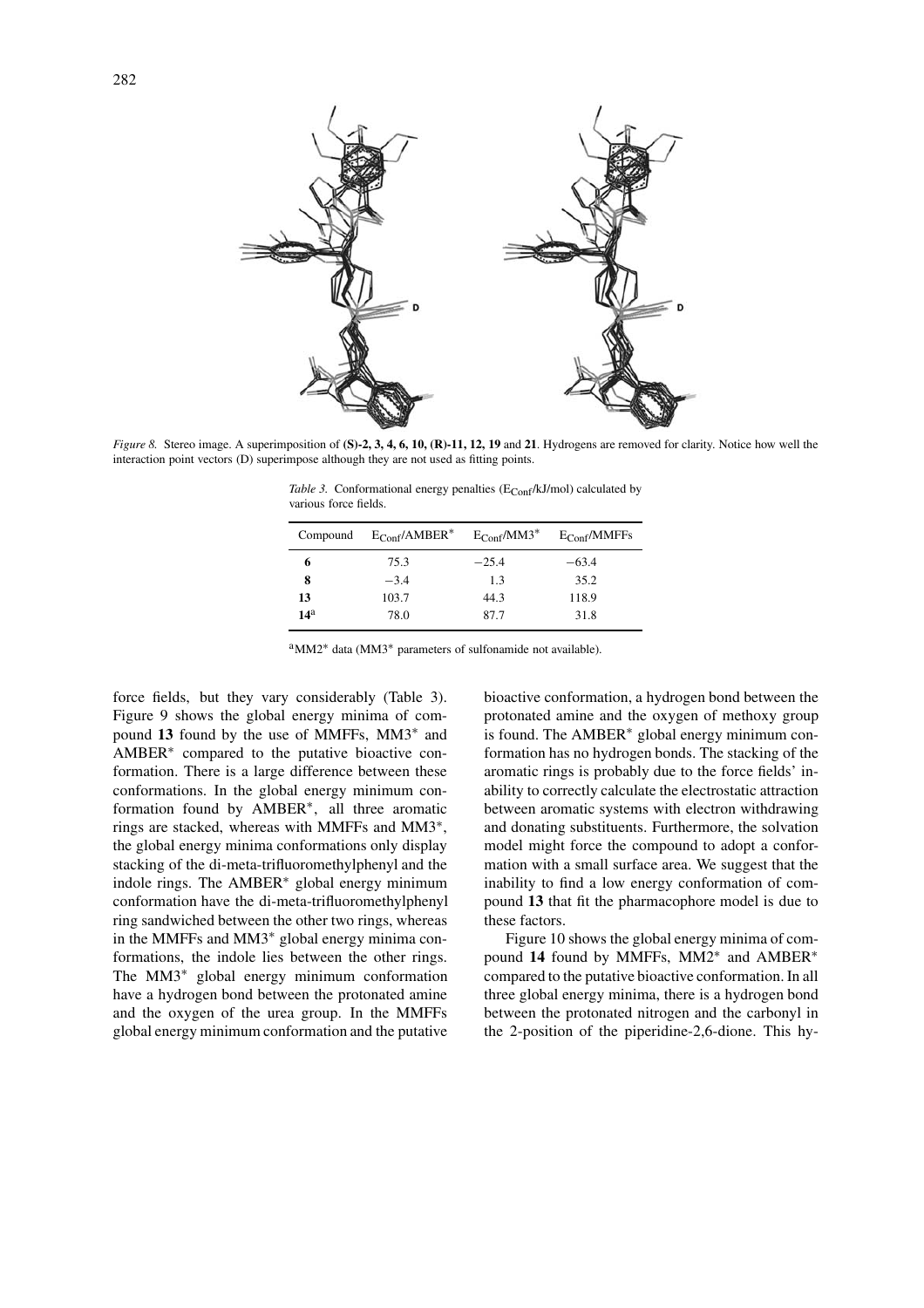*Figure 8.* Stereo image. A superimposition of **(S)-2, 3, 4, 6, 10, (R)-11, 12, 19** and **21**. Hydrogens are removed for clarity. Notice how well the interaction point vectors (D) superimpose although they are not used as fitting points.

*Table 3.* Conformational energy penalties ($E_{Conf}$/kJ/mol) calculated by various force fields.

| Compound | $E_{Conf}$/AMBER* | $E_{Conf}$/MM3* | $E_{Conf}$/MMFFs |
|---|---|---|---|
| **6** | 75.3 | −25.4 | −63.4 |
| **8** | −3.4 | 1.3 | 35.2 |
| **13** | 103.7 | 44.3 | 118.9 |
| **14**[a] | 78.0 | 87.7 | 31.8 |

[a]MM2* data (MM3* parameters of sulfonamide not available).

force fields, but they vary considerably (Table 3). Figure 9 shows the global energy minima of compound **13** found by the use of MMFFs, MM3* and AMBER* compared to the putative bioactive conformation. There is a large difference between these conformations. In the global energy minimum conformation found by AMBER*, all three aromatic rings are stacked, whereas with MMFFs and MM3*, the global energy minima conformations only display stacking of the di-meta-trifluoromethylphenyl and the indole rings. The AMBER* global energy minimum conformation have the di-meta-trifluoromethylphenyl ring sandwiched between the other two rings, whereas in the MMFFs and MM3* global energy minima conformations, the indole lies between the other rings. The MM3* global energy minimum conformation have a hydrogen bond between the protonated amine and the oxygen of the urea group. In the MMFFs global energy minimum conformation and the putative bioactive conformation, a hydrogen bond between the protonated amine and the oxygen of methoxy group is found. The AMBER* global energy minimum conformation has no hydrogen bonds. The stacking of the aromatic rings is probably due to the force fields' inability to correctly calculate the electrostatic attraction between aromatic systems with electron withdrawing and donating substituents. Furthermore, the solvation model might force the compound to adopt a conformation with a small surface area. We suggest that the inability to find a low energy conformation of compound **13** that fit the pharmacophore model is due to these factors.

Figure 10 shows the global energy minima of compound **14** found by MMFFs, MM2* and AMBER* compared to the putative bioactive conformation. In all three global energy minima, there is a hydrogen bond between the protonated nitrogen and the carbonyl in the 2-position of the piperidine-2,6-dione. This hy-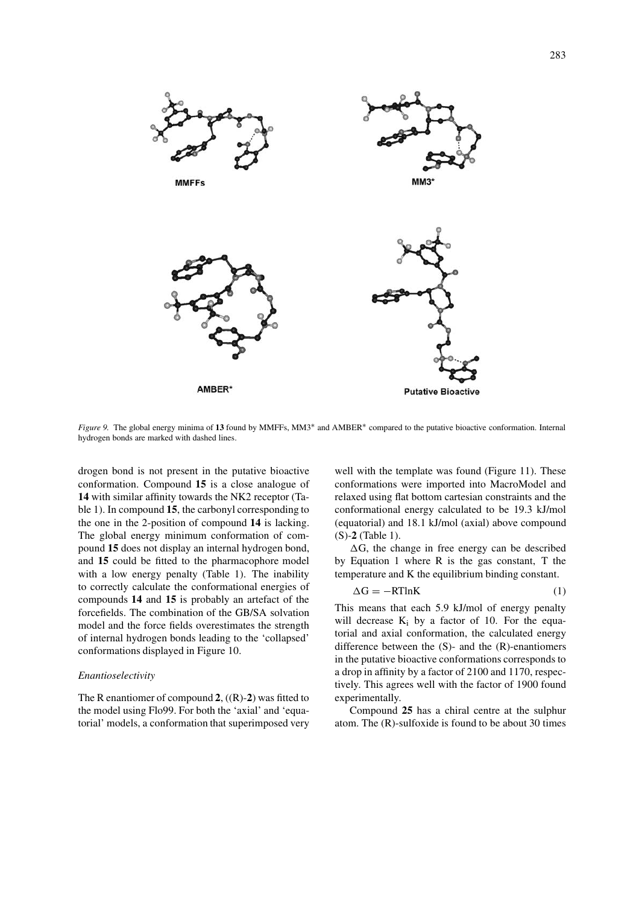*Figure 9.* The global energy minima of **13** found by MMFFs, MM3* and AMBER* compared to the putative bioactive conformation. Internal hydrogen bonds are marked with dashed lines.

drogen bond is not present in the putative bioactive conformation. Compound **15** is a close analogue of **14** with similar affinity towards the NK2 receptor (Table 1). In compound **15**, the carbonyl corresponding to the one in the 2-position of compound **14** is lacking. The global energy minimum conformation of compound **15** does not display an internal hydrogen bond, and **15** could be fitted to the pharmacophore model with a low energy penalty (Table 1). The inability to correctly calculate the conformational energies of compounds **14** and **15** is probably an artefact of the forcefields. The combination of the GB/SA solvation model and the force fields overestimates the strength of internal hydrogen bonds leading to the 'collapsed' conformations displayed in Figure 10.

### *Enantioselectivity*

The R enantiomer of compound **2**, ((R)-**2**) was fitted to the model using Flo99. For both the 'axial' and 'equatorial' models, a conformation that superimposed very well with the template was found (Figure 11). These conformations were imported into MacroModel and relaxed using flat bottom cartesian constraints and the conformational energy calculated to be 19.3 kJ/mol (equatorial) and 18.1 kJ/mol (axial) above compound (S)-**2** (Table 1).

ΔG, the change in free energy can be described by Equation 1 where R is the gas constant, T the temperature and K the equilibrium binding constant.

$$\Delta G = -RT \ln K \tag{1}$$

This means that each 5.9 kJ/mol of energy penalty will decrease $K_i$ by a factor of 10. For the equatorial and axial conformation, the calculated energy difference between the (S)- and the (R)-enantiomers in the putative bioactive conformations corresponds to a drop in affinity by a factor of 2100 and 1170, respectively. This agrees well with the factor of 1900 found experimentally.

Compound **25** has a chiral centre at the sulphur atom. The (R)-sulfoxide is found to be about 30 times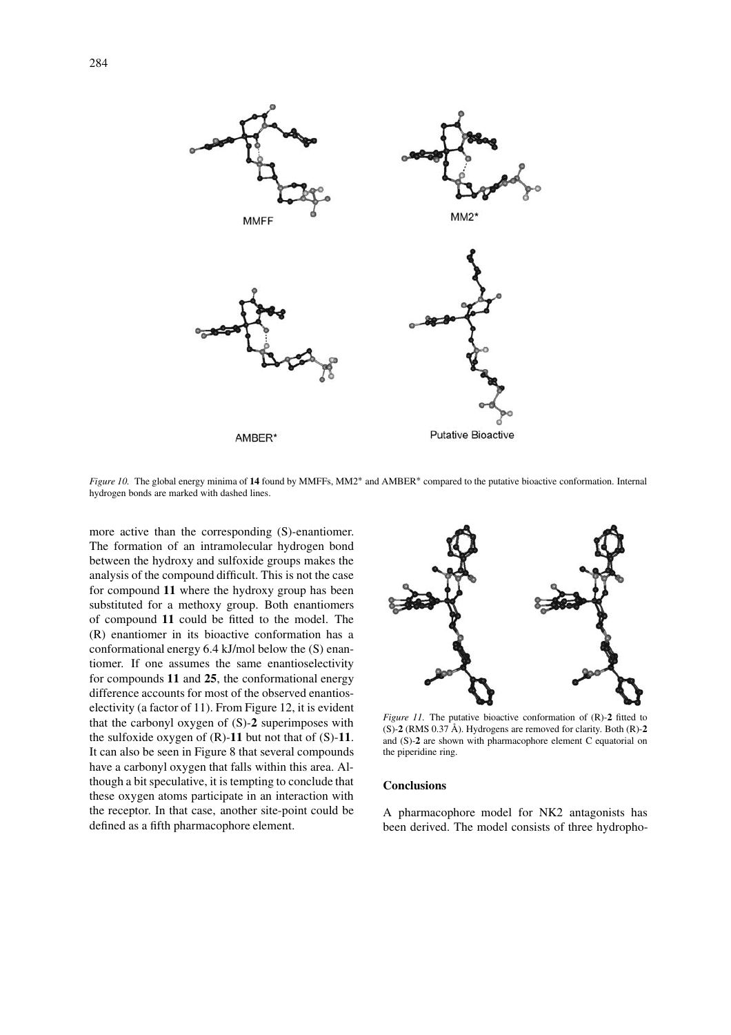MMFF

MM2*

AMBER*

Putative Bioactive

*Figure 10.* The global energy minima of **14** found by MMFFs, MM2* and AMBER* compared to the putative bioactive conformation. Internal hydrogen bonds are marked with dashed lines.

more active than the corresponding (S)-enantiomer. The formation of an intramolecular hydrogen bond between the hydroxy and sulfoxide groups makes the analysis of the compound difficult. This is not the case for compound **11** where the hydroxy group has been substituted for a methoxy group. Both enantiomers of compound **11** could be fitted to the model. The (R) enantiomer in its bioactive conformation has a conformational energy 6.4 kJ/mol below the (S) enantiomer. If one assumes the same enantioselectivity for compounds **11** and **25**, the conformational energy difference accounts for most of the observed enantioselectivity (a factor of 11). From Figure 12, it is evident that the carbonyl oxygen of (S)-**2** superimposes with the sulfoxide oxygen of (R)-**11** but not that of (S)-**11**. It can also be seen in Figure 8 that several compounds have a carbonyl oxygen that falls within this area. Although a bit speculative, it is tempting to conclude that these oxygen atoms participate in an interaction with the receptor. In that case, another site-point could be defined as a fifth pharmacophore element.

*Figure 11.* The putative bioactive conformation of (R)-**2** fitted to (S)-**2** (RMS 0.37 Å). Hydrogens are removed for clarity. Both (R)-**2** and (S)-**2** are shown with pharmacophore element C equatorial on the piperidine ring.

## Conclusions

A pharmacophore model for NK2 antagonists has been derived. The model consists of three hydropho-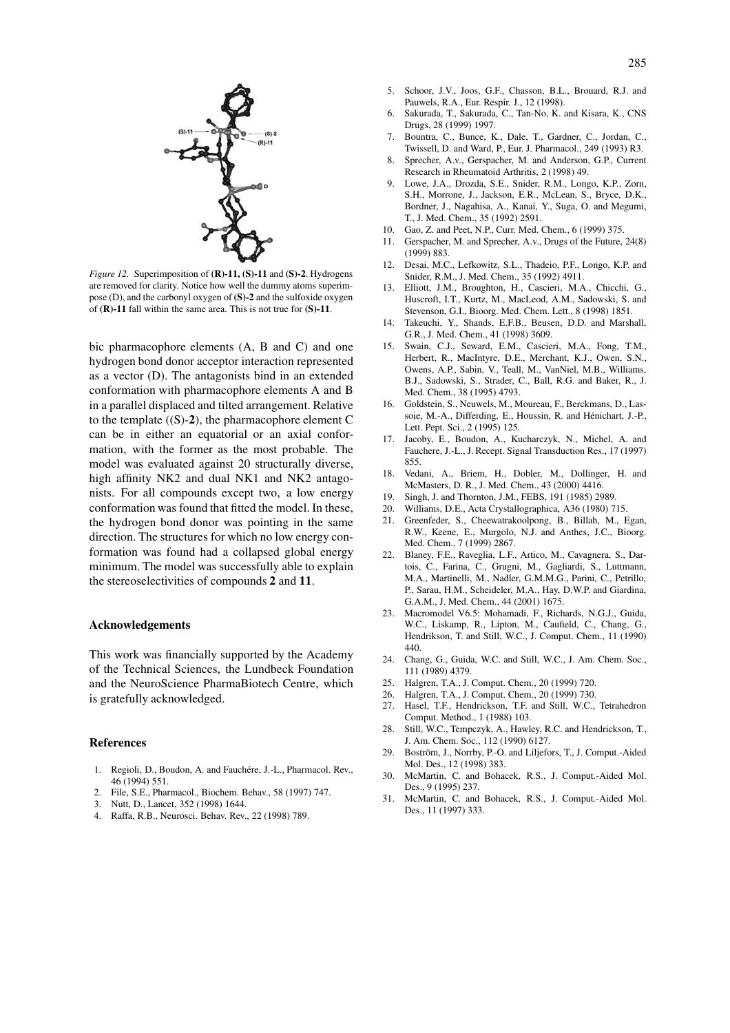*Figure 12.* Superimposition of **(R)-11, (S)-11** and **(S)-2**. Hydrogens are removed for clarity. Notice how well the dummy atoms superimpose (D), and the carbonyl oxygen of **(S)-2** and the sulfoxide oxygen of **(R)-11** fall within the same area. This is not true for **(S)-11**.

bic pharmacophore elements (A, B and C) and one hydrogen bond donor acceptor interaction represented as a vector (D). The antagonists bind in an extended conformation with pharmacophore elements A and B in a parallel displaced and tilted arrangement. Relative to the template ((S)-**2**), the pharmacophore element C can be in either an equatorial or an axial conformation, with the former as the most probable. The model was evaluated against 20 structurally diverse, high affinity NK2 and dual NK1 and NK2 antagonists. For all compounds except two, a low energy conformation was found that fitted the model. In these, the hydrogen bond donor was pointing in the same direction. The structures for which no low energy conformation was found had a collapsed global energy minimum. The model was successfully able to explain the stereoselectivities of compounds **2** and **11**.

## Acknowledgements

This work was financially supported by the Academy of the Technical Sciences, the Lundbeck Foundation and the NeuroScience PharmaBiotech Centre, which is gratefully acknowledged.

## References

1. Regioli, D., Boudon, A. and Fauchére, J.-L., Pharmacol. Rev., 46 (1994) 551.
2. File, S.E., Pharmacol., Biochem. Behav., 58 (1997) 747.
3. Nutt, D., Lancet, 352 (1998) 1644.
4. Raffa, R.B., Neurosci. Behav. Rev., 22 (1998) 789.
5. Schoor, J.V., Joos, G.F., Chasson, B.L., Brouard, R.J. and Pauwels, R.A., Eur. Respir. J., 12 (1998).
6. Sakurada, T., Sakurada, C., Tan-No, K. and Kisara, K., CNS Drugs, 28 (1999) 1997.
7. Bountra, C., Bunce, K., Dale, T., Gardner, C., Jordan, C., Twissell, D. and Ward, P., Eur. J. Pharmacol., 249 (1993) R3.
8. Sprecher, A.v., Gerspacher, M. and Anderson, G.P., Current Research in Rheumatoid Arthritis, 2 (1998) 49.
9. Lowe, J.A., Drozda, S.E., Snider, R.M., Longo, K.P., Zorn, S.H., Morrone, J., Jackson, E.R., McLean, S., Bryce, D.K., Bordner, J., Nagahisa, A., Kanai, Y., Suga, O. and Megumi, T., J. Med. Chem., 35 (1992) 2591.
10. Gao, Z. and Peet, N.P., Curr. Med. Chem., 6 (1999) 375.
11. Gerspacher, M. and Sprecher, A.v., Drugs of the Future, 24(8) (1999) 883.
12. Desai, M.C., Lefkowitz, S.L., Thadeio, P.F., Longo, K.P. and Snider, R.M., J. Med. Chem., 35 (1992) 4911.
13. Elliott, J.M., Broughton, H., Cascieri, M.A., Chicchi, G., Huscroft, I.T., Kurtz, M., MacLeod, A.M., Sadowski, S. and Stevenson, G.I., Bioorg. Med. Chem. Lett., 8 (1998) 1851.
14. Takeuchi, Y., Shands, E.F.B., Beusen, D.D. and Marshall, G.R., J. Med. Chem., 41 (1998) 3609.
15. Swain, C.J., Seward, E.M., Cascieri, M.A., Fong, T.M., Herbert, R., MacIntyre, D.E., Merchant, K.J., Owen, S.N., Owens, A.P., Sabin, V., Teall, M., VanNiel, M.B., Williams, B.J., Sadowski, S., Strader, C., Ball, R.G. and Baker, R., J. Med. Chem., 38 (1995) 4793.
16. Goldstein, S., Neuwels, M., Moureau, F., Berckmans, D., Lassoie, M.-A., Differding, E., Houssin, R. and Hénichart, J.-P., Lett. Pept. Sci., 2 (1995) 125.
17. Jacoby, E., Boudon, A., Kucharczyk, N., Michel, A. and Fauchere, J.-L., J. Recept. Signal Transduction Res., 17 (1997) 855.
18. Vedani, A., Briem, H., Dobler, M., Dollinger, H. and McMasters, D. R., J. Med. Chem., 43 (2000) 4416.
19. Singh, J. and Thornton, J.M., FEBS, 191 (1985) 2989.
20. Williams, D.E., Acta Crystallographica, A36 (1980) 715.
21. Greenfeder, S., Cheewatrakoolpong, B., Billah, M., Egan, R.W., Keene, E., Murgolo, N.J. and Anthes, J.C., Bioorg. Med. Chem., 7 (1999) 2867.
22. Blaney, F.E., Raveglia, L.F., Artico, M., Cavagnera, S., Dartois, C., Farina, C., Grugni, M., Gagliardi, S., Luttmann, M.A., Martinelli, M., Nadler, G.M.M.G., Parini, C., Petrillo, P., Sarau, H.M., Scheideler, M.A., Hay, D.W.P. and Giardina, G.A.M., J. Med. Chem., 44 (2001) 1675.
23. Macromodel V6.5: Mohamadi, F., Richards, N.G.J., Guida, W.C., Liskamp, R., Lipton, M., Caufield, C., Chang, G., Hendrikson, T. and Still, W.C., J. Comput. Chem., 11 (1990) 440.
24. Chang, G., Guida, W.C. and Still, W.C., J. Am. Chem. Soc., 111 (1989) 4379.
25. Halgren, T.A., J. Comput. Chem., 20 (1999) 720.
26. Halgren, T.A., J. Comput. Chem., 20 (1999) 730.
27. Hasel, T.F., Hendrickson, T.F. and Still, W.C., Tetrahedron Comput. Method., 1 (1988) 103.
28. Still, W.C., Tempczyk, A., Hawley, R.C. and Hendrickson, T., J. Am. Chem. Soc., 112 (1990) 6127.
29. Boström, J., Norrby, P.-O. and Liljefors, T., J. Comput.-Aided Mol. Des., 12 (1998) 383.
30. McMartin, C. and Bohacek, R.S., J. Comput.-Aided Mol. Des., 9 (1995) 237.
31. McMartin, C. and Bohacek, R.S., J. Comput.-Aided Mol. Des., 11 (1997) 333.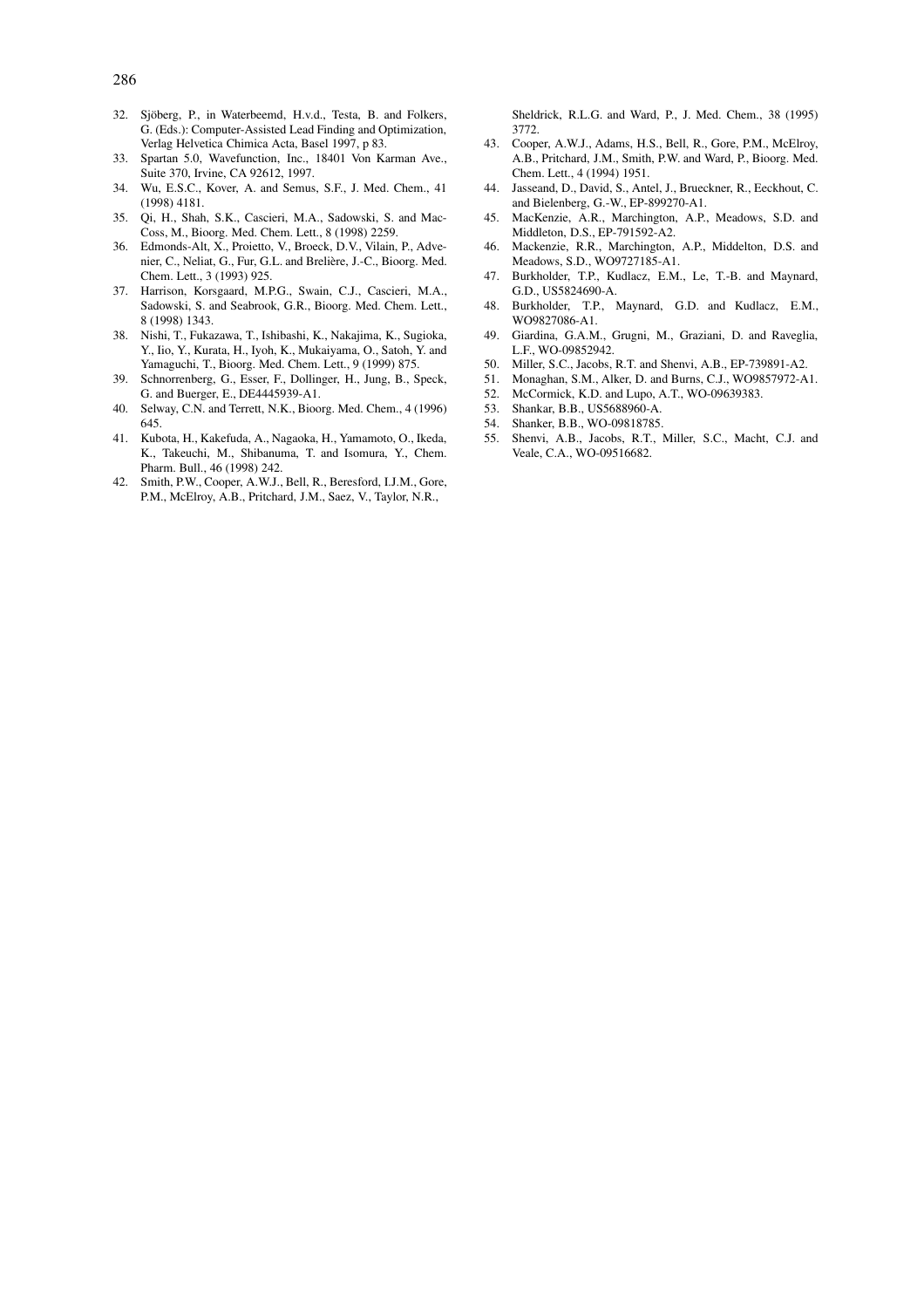32. Sjöberg, P., in Waterbeemd, H.v.d., Testa, B. and Folkers, G. (Eds.): Computer-Assisted Lead Finding and Optimization, Verlag Helvetica Chimica Acta, Basel 1997, p 83.
33. Spartan 5.0, Wavefunction, Inc., 18401 Von Karman Ave., Suite 370, Irvine, CA 92612, 1997.
34. Wu, E.S.C., Kover, A. and Semus, S.F., J. Med. Chem., 41 (1998) 4181.
35. Qi, H., Shah, S.K., Cascieri, M.A., Sadowski, S. and MacCoss, M., Bioorg. Med. Chem. Lett., 8 (1998) 2259.
36. Edmonds-Alt, X., Proietto, V., Broeck, D.V., Vilain, P., Advenier, C., Neliat, G., Fur, G.L. and Brelière, J.-C., Bioorg. Med. Chem. Lett., 3 (1993) 925.
37. Harrison, Korsgaard, M.P.G., Swain, C.J., Cascieri, M.A., Sadowski, S. and Seabrook, G.R., Bioorg. Med. Chem. Lett., 8 (1998) 1343.
38. Nishi, T., Fukazawa, T., Ishibashi, K., Nakajima, K., Sugioka, Y., Iio, Y., Kurata, H., Iyoh, K., Mukaiyama, O., Satoh, Y. and Yamaguchi, T., Bioorg. Med. Chem. Lett., 9 (1999) 875.
39. Schnorrenberg, G., Esser, F., Dollinger, H., Jung, B., Speck, G. and Buerger, E., DE4445939-A1.
40. Selway, C.N. and Terrett, N.K., Bioorg. Med. Chem., 4 (1996) 645.
41. Kubota, H., Kakefuda, A., Nagaoka, H., Yamamoto, O., Ikeda, K., Takeuchi, M., Shibanuma, T. and Isomura, Y., Chem. Pharm. Bull., 46 (1998) 242.
42. Smith, P.W., Cooper, A.W.J., Bell, R., Beresford, I.J.M., Gore, P.M., McElroy, A.B., Pritchard, J.M., Saez, V., Taylor, N.R., Sheldrick, R.L.G. and Ward, P., J. Med. Chem., 38 (1995) 3772.
43. Cooper, A.W.J., Adams, H.S., Bell, R., Gore, P.M., McElroy, A.B., Pritchard, J.M., Smith, P.W. and Ward, P., Bioorg. Med. Chem. Lett., 4 (1994) 1951.
44. Jasseand, D., David, S., Antel, J., Brueckner, R., Eeckhout, C. and Bielenberg, G.-W., EP-899270-A1.
45. MacKenzie, A.R., Marchington, A.P., Meadows, S.D. and Middleton, D.S., EP-791592-A2.
46. Mackenzie, R.R., Marchington, A.P., Middelton, D.S. and Meadows, S.D., WO9727185-A1.
47. Burkholder, T.P., Kudlacz, E.M., Le, T.-B. and Maynard, G.D., US5824690-A.
48. Burkholder, T.P., Maynard, G.D. and Kudlacz, E.M., WO9827086-A1.
49. Giardina, G.A.M., Grugni, M., Graziani, D. and Raveglia, L.F., WO-09852942.
50. Miller, S.C., Jacobs, R.T. and Shenvi, A.B., EP-739891-A2.
51. Monaghan, S.M., Alker, D. and Burns, C.J., WO9857972-A1.
52. McCormick, K.D. and Lupo, A.T., WO-09639383.
53. Shankar, B.B., US5688960-A.
54. Shanker, B.B., WO-09818785.
55. Shenvi, A.B., Jacobs, R.T., Miller, S.C., Macht, C.J. and Veale, C.A., WO-09516682.